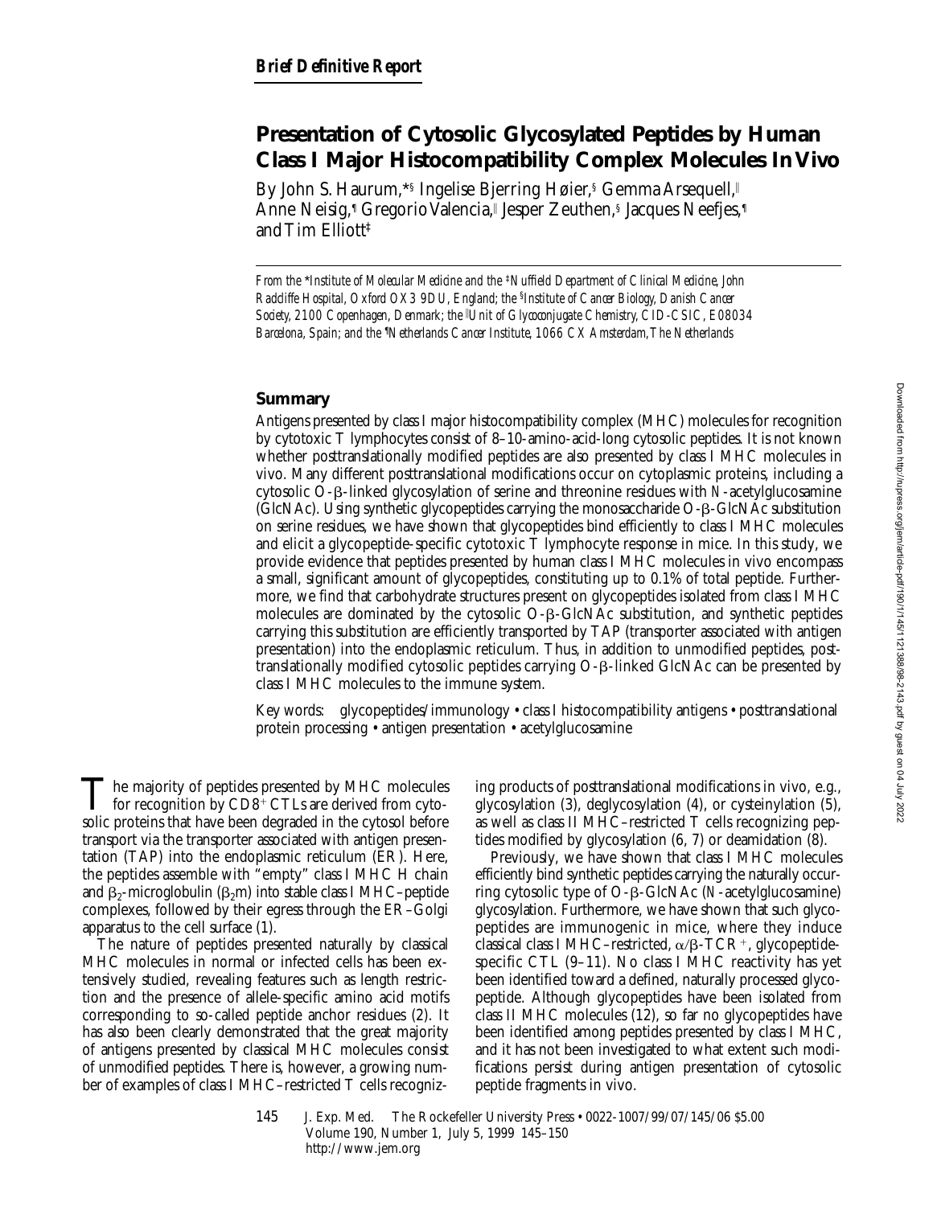*Brief Definitive Report*

# Presentation of Cytosolic Glycosylated Peptides by Human Class I Major Histocompatibility Complex Molecules In Vivo

By John S. Haurum,*§ Ingelise Bjerring Høier,§ Gemma Arsequell,‖ Anne Neisig,¶ Gregorio Valencia,‖ Jesper Zeuthen,§ Jacques Neefjes,¶ and Tim Elliott‡

*From the \*Institute of Molecular Medicine and the ‡Nuffield Department of Clinical Medicine, John Radcliffe Hospital, Oxford OX3 9DU, England; the §Institute of Cancer Biology, Danish Cancer Society, 2100 Copenhagen, Denmark; the ‖Unit of Glycoconjugate Chemistry, CID-CSIC, E08034 Barcelona, Spain; and the ¶Netherlands Cancer Institute, 1066 CX Amsterdam, The Netherlands*

## Summary

Antigens presented by class I major histocompatibility complex (MHC) molecules for recognition by cytotoxic T lymphocytes consist of 8–10-amino-acid-long cytosolic peptides. It is not known whether posttranslationally modified peptides are also presented by class I MHC molecules in vivo. Many different posttranslational modifications occur on cytoplasmic proteins, including a cytosolic O-β-linked glycosylation of serine and threonine residues with *N*-acetylglucosamine (GlcNAc). Using synthetic glycopeptides carrying the monosaccharide O-β-GlcNAc substitution on serine residues, we have shown that glycopeptides bind efficiently to class I MHC molecules and elicit a glycopeptide-specific cytotoxic T lymphocyte response in mice. In this study, we provide evidence that peptides presented by human class I MHC molecules in vivo encompass a small, significant amount of glycopeptides, constituting up to 0.1% of total peptide. Furthermore, we find that carbohydrate structures present on glycopeptides isolated from class I MHC molecules are dominated by the cytosolic O-β-GlcNAc substitution, and synthetic peptides carrying this substitution are efficiently transported by TAP (transporter associated with antigen presentation) into the endoplasmic reticulum. Thus, in addition to unmodified peptides, posttranslationally modified cytosolic peptides carrying O-β-linked GlcNAc can be presented by class I MHC molecules to the immune system.

Key words: glycopeptides/immunology • class I histocompatibility antigens • posttranslational protein processing • antigen presentation • acetylglucosamine

The majority of peptides presented by MHC molecules for recognition by $CD8^+$ CTLs are derived from cytosolic proteins that have been degraded in the cytosol before transport via the transporter associated with antigen presentation (TAP) into the endoplasmic reticulum (ER). Here, the peptides assemble with "empty" class I MHC H chain and $\beta_2$-microglobulin ($\beta_2$m) into stable class I MHC–peptide complexes, followed by their egress through the ER–Golgi apparatus to the cell surface (1).

The nature of peptides presented naturally by classical MHC molecules in normal or infected cells has been extensively studied, revealing features such as length restriction and the presence of allele-specific amino acid motifs corresponding to so-called peptide anchor residues (2). It has also been clearly demonstrated that the great majority of antigens presented by classical MHC molecules consist of unmodified peptides. There is, however, a growing number of examples of class I MHC–restricted T cells recognizing products of posttranslational modifications in vivo, e.g., glycosylation (3), deglycosylation (4), or cysteinylation (5), as well as class II MHC–restricted T cells recognizing peptides modified by glycosylation (6, 7) or deamidation (8).

Previously, we have shown that class I MHC molecules efficiently bind synthetic peptides carrying the naturally occurring cytosolic type of O-β-GlcNAc (*N*-acetylglucosamine) glycosylation. Furthermore, we have shown that such glycopeptides are immunogenic in mice, where they induce classical class I MHC–restricted, α/β-$TCR^+$, glycopeptide-specific CTL (9–11). No class I MHC reactivity has yet been identified toward a defined, naturally processed glycopeptide. Although glycopeptides have been isolated from class II MHC molecules (12), so far no glycopeptides have been identified among peptides presented by class I MHC, and it has not been investigated to what extent such modifications persist during antigen presentation of cytosolic peptide fragments in vivo.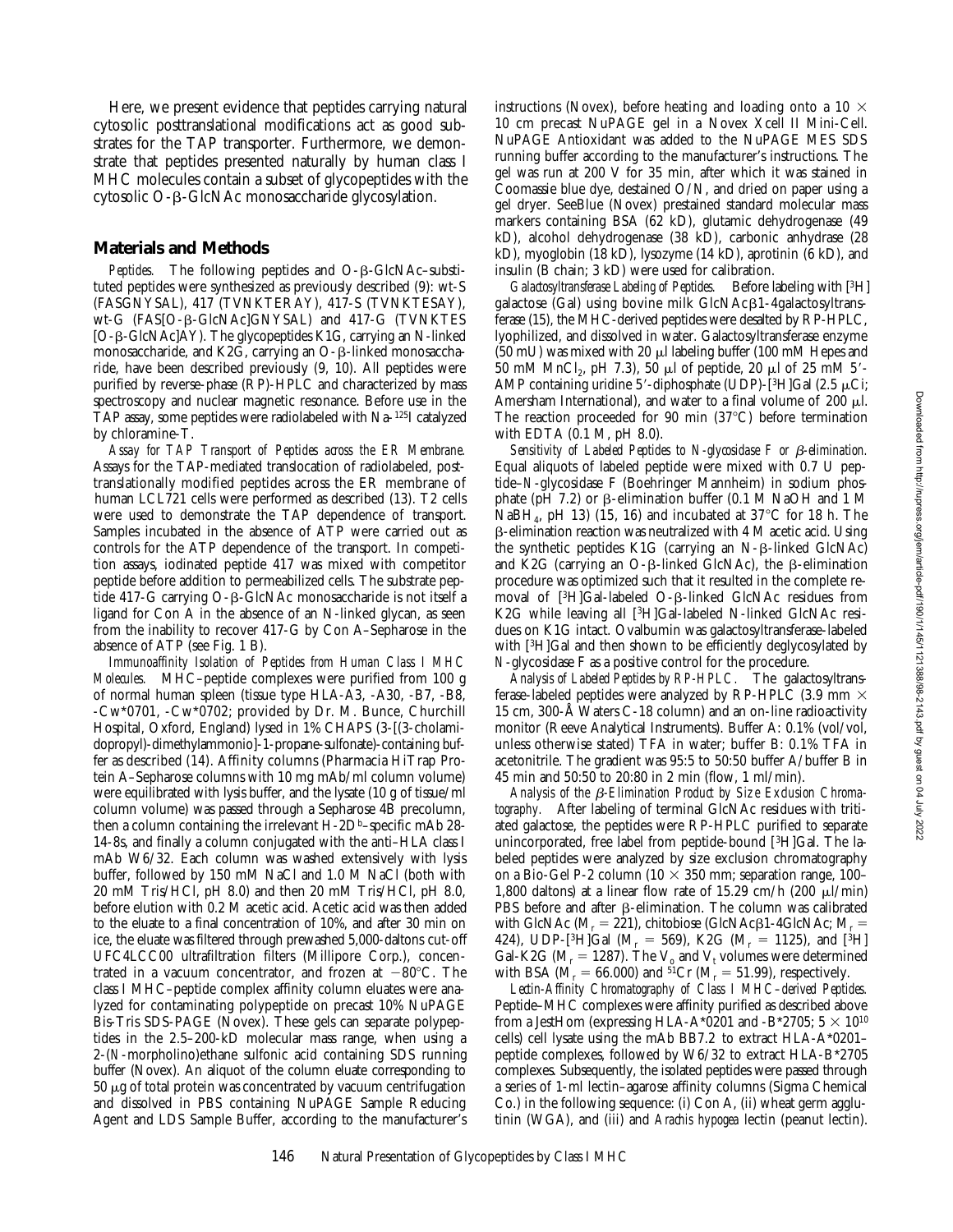Here, we present evidence that peptides carrying natural cytosolic posttranslational modifications act as good substrates for the TAP transporter. Furthermore, we demonstrate that peptides presented naturally by human class I MHC molecules contain a subset of glycopeptides with the cytosolic O-β-GlcNAc monosaccharide glycosylation.

## Materials and Methods

*Peptides.* The following peptides and O-β-GlcNAc–substituted peptides were synthesized as previously described (9): wt-S (FASGNYSAL), 417 (TVNKTERAY), 417-S (TVNKTESAY), wt-G (FAS[O-β-GlcNAc]GNYSAL) and 417-G (TVNKTES[O-β-GlcNAc]AY). The glycopeptides K1G, carrying an N-linked monosaccharide, and K2G, carrying an O-β-linked monosaccharide, have been described previously (9, 10). All peptides were purified by reverse-phase (RP)-HPLC and characterized by mass spectroscopy and nuclear magnetic resonance. Before use in the TAP assay, some peptides were radiolabeled with Na-$^{125}$I catalyzed by chloramine-T.

*Assay for TAP Transport of Peptides across the ER Membrane.* Assays for the TAP-mediated translocation of radiolabeled, posttranslationally modified peptides across the ER membrane of human LCL721 cells were performed as described (13). T2 cells were used to demonstrate the TAP dependence of transport. Samples incubated in the absence of ATP were carried out as controls for the ATP dependence of the transport. In competition assays, iodinated peptide 417 was mixed with competitor peptide before addition to permeabilized cells. The substrate peptide 417-G carrying O-β-GlcNAc monosaccharide is not itself a ligand for Con A in the absence of an N-linked glycan, as seen from the inability to recover 417-G by Con A–Sepharose in the absence of ATP (see Fig. 1 B).

*Immunoaffinity Isolation of Peptides from Human Class I MHC Molecules.* MHC–peptide complexes were purified from 100 g of normal human spleen (tissue type HLA-A3, -A30, -B7, -B8, -Cw*0701, -Cw*0702; provided by Dr. M. Bunce, Churchill Hospital, Oxford, England) lysed in 1% CHAPS (3-[(3-cholamidopropyl)-dimethylammonio]-1-propane-sulfonate)-containing buffer as described (14). Affinity columns (Pharmacia HiTrap Protein A–Sepharose columns with 10 mg mAb/ml column volume) were equilibrated with lysis buffer, and the lysate (10 g of tissue/ml column volume) was passed through a Sepharose 4B precolumn, then a column containing the irrelevant H-2D$^b$–specific mAb 28-14-8s, and finally a column conjugated with the anti–HLA class I mAb W6/32. Each column was washed extensively with lysis buffer, followed by 150 mM NaCl and 1.0 M NaCl (both with 20 mM Tris/HCl, pH 8.0) and then 20 mM Tris/HCl, pH 8.0, before elution with 0.2 M acetic acid. Acetic acid was then added to the eluate to a final concentration of 10%, and after 30 min on ice, the eluate was filtered through prewashed 5,000-daltons cut-off UFC4LCC00 ultrafiltration filters (Millipore Corp.), concentrated in a vacuum concentrator, and frozen at −80°C. The class I MHC–peptide complex affinity column eluates were analyzed for contaminating polypeptide on precast 10% NuPAGE Bis-Tris SDS-PAGE (Novex). These gels can separate polypeptides in the 2.5–200-kD molecular mass range, when using a 2-(N-morpholino)ethane sulfonic acid containing SDS running buffer (Novex). An aliquot of the column eluate corresponding to 50 μg of total protein was concentrated by vacuum centrifugation and dissolved in PBS containing NuPAGE Sample Reducing Agent and LDS Sample Buffer, according to the manufacturer's instructions (Novex), before heating and loading onto a 10 × 10 cm precast NuPAGE gel in a Novex Xcell II Mini-Cell. NuPAGE Antioxidant was added to the NuPAGE MES SDS running buffer according to the manufacturer's instructions. The gel was run at 200 V for 35 min, after which it was stained in Coomassie blue dye, destained O/N, and dried on paper using a gel dryer. SeeBlue (Novex) prestained standard molecular mass markers containing BSA (62 kD), glutamic dehydrogenase (49 kD), alcohol dehydrogenase (38 kD), carbonic anhydrase (28 kD), myoglobin (18 kD), lysozyme (14 kD), aprotinin (6 kD), and insulin (B chain; 3 kD) were used for calibration.

*Galactosyltransferase Labeling of Peptides.* Before labeling with [$^3$H]galactose (Gal) using bovine milk GlcNAcβ1-4galactosyltransferase (15), the MHC-derived peptides were desalted by RP-HPLC, lyophilized, and dissolved in water. Galactosyltransferase enzyme (50 mU) was mixed with 20 μl labeling buffer (100 mM Hepes and 50 mM $MnCl_2$, pH 7.3), 50 μl of peptide, 20 μl of 25 mM 5′-AMP containing uridine 5′-diphosphate (UDP)-[$^3$H]Gal (2.5 μCi; Amersham International), and water to a final volume of 200 μl. The reaction proceeded for 90 min (37°C) before termination with EDTA (0.1 M, pH 8.0).

*Sensitivity of Labeled Peptides to N-glycosidase F or β-elimination.* Equal aliquots of labeled peptide were mixed with 0.7 U peptide–N-glycosidase F (Boehringer Mannheim) in sodium phosphate (pH 7.2) or β-elimination buffer (0.1 M NaOH and 1 M $NaBH_4$, pH 13) (15, 16) and incubated at 37°C for 18 h. The β-elimination reaction was neutralized with 4 M acetic acid. Using the synthetic peptides K1G (carrying an N-β-linked GlcNAc) and K2G (carrying an O-β-linked GlcNAc), the β-elimination procedure was optimized such that it resulted in the complete removal of [$^3$H]Gal-labeled O-β-linked GlcNAc residues from K2G while leaving all [$^3$H]Gal-labeled N-linked GlcNAc residues on K1G intact. Ovalbumin was galactosyltransferase-labeled with [$^3$H]Gal and then shown to be efficiently deglycosylated by N-glycosidase F as a positive control for the procedure.

*Analysis of Labeled Peptides by RP-HPLC.* The galactosyltransferase-labeled peptides were analyzed by RP-HPLC (3.9 mm × 15 cm, 300-Å Waters C-18 column) and an on-line radioactivity monitor (Reeve Analytical Instruments). Buffer A: 0.1% (vol/vol, unless otherwise stated) TFA in water; buffer B: 0.1% TFA in acetonitrile. The gradient was 95:5 to 50:50 buffer A/buffer B in 45 min and 50:50 to 20:80 in 2 min (flow, 1 ml/min).

*Analysis of the β-Elimination Product by Size Exclusion Chromatography.* After labeling of terminal GlcNAc residues with tritiated galactose, the peptides were RP-HPLC purified to separate unincorporated, free label from peptide-bound [$^3$H]Gal. The labeled peptides were analyzed by size exclusion chromatography on a Bio-Gel P-2 column (10 × 350 mm; separation range, 100–1,800 daltons) at a linear flow rate of 15.29 cm/h (200 μl/min) PBS before and after β-elimination. The column was calibrated with GlcNAc ($M_r$ = 221), chitobiose (GlcNAcβ1-4GlcNAc; $M_r$ = 424), UDP-[$^3$H]Gal ($M_r$ = 569), K2G ($M_r$ = 1125), and [$^3$H]Gal-K2G ($M_r$ = 1287). The $V_o$ and $V_t$ volumes were determined with BSA ($M_r$ = 66.000) and $^{51}$Cr ($M_r$ = 51.99), respectively.

*Lectin-Affinity Chromatography of Class I MHC–derived Peptides.* Peptide–MHC complexes were affinity purified as described above from a JestHom (expressing HLA-A*0201 and -B*2705; 5 × $10^{10}$ cells) cell lysate using the mAb BB7.2 to extract HLA-A*0201–peptide complexes, followed by W6/32 to extract HLA-B*2705 complexes. Subsequently, the isolated peptides were passed through a series of 1-ml lectin–agarose affinity columns (Sigma Chemical Co.) in the following sequence: (i) Con A, (ii) wheat germ agglutinin (WGA), and (iii) and *Arachis hypogea* lectin (peanut lectin).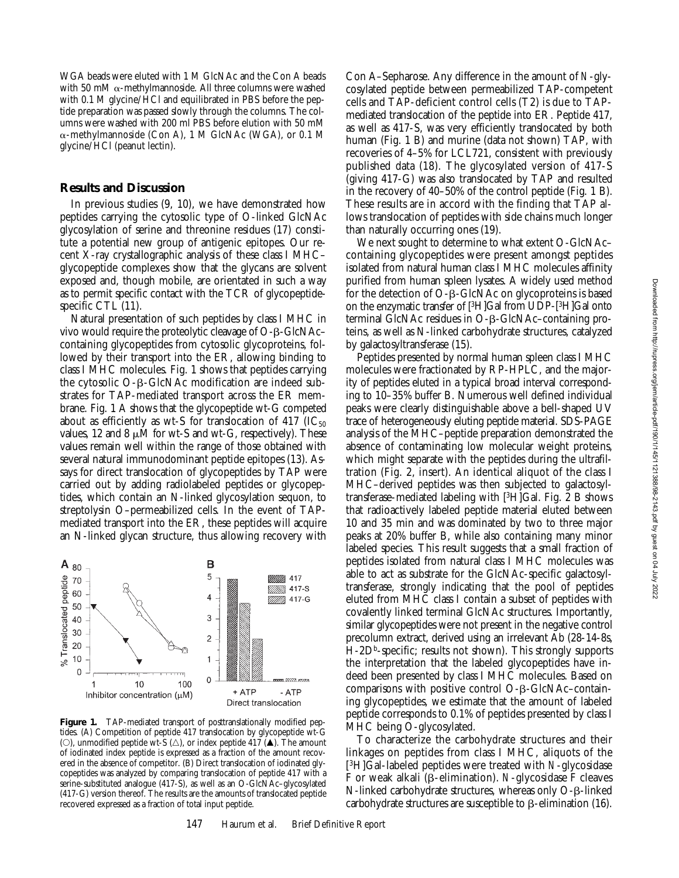WGA beads were eluted with 1 M GlcNAc and the Con A beads with 50 mM α-methylmannoside. All three columns were washed with 0.1 M glycine/HCl and equilibrated in PBS before the peptide preparation was passed slowly through the columns. The columns were washed with 200 ml PBS before elution with 50 mM α-methylmannoside (Con A), 1 M GlcNAc (WGA), or 0.1 M glycine/HCl (peanut lectin).

## Results and Discussion

In previous studies (9, 10), we have demonstrated how peptides carrying the cytosolic type of O-linked GlcNAc glycosylation of serine and threonine residues (17) constitute a potential new group of antigenic epitopes. Our recent X-ray crystallographic analysis of these class I MHC–glycopeptide complexes show that the glycans are solvent exposed and, though mobile, are orientated in such a way as to permit specific contact with the TCR of glycopeptide-specific CTL (11).

Natural presentation of such peptides by class I MHC in vivo would require the proteolytic cleavage of O-β-GlcNAc–containing glycopeptides from cytosolic glycoproteins, followed by their transport into the ER, allowing binding to class I MHC molecules. Fig. 1 shows that peptides carrying the cytosolic O-β-GlcNAc modification are indeed substrates for TAP-mediated transport across the ER membrane. Fig. 1 A shows that the glycopeptide wt-G competed about as efficiently as wt-S for translocation of 417 ($IC_{50}$ values, 12 and 8 μM for wt-S and wt-G, respectively). These values remain well within the range of those obtained with several natural immunodominant peptide epitopes (13). Assays for direct translocation of glycopeptides by TAP were carried out by adding radiolabeled peptides or glycopeptides, which contain an N-linked glycosylation sequon, to streptolysin O–permeabilized cells. In the event of TAP-mediated transport into the ER, these peptides will acquire an N-linked glycan structure, thus allowing recovery with

**Figure 1.** TAP-mediated transport of posttranslationally modified peptides. (A) Competition of peptide 417 translocation by glycopeptide wt-G (○), unmodified peptide wt-S (△), or index peptide 417 (▲). The amount of iodinated index peptide is expressed as a fraction of the amount recovered in the absence of competitor. (B) Direct translocation of iodinated glycopeptides was analyzed by comparing translocation of peptide 417 with a serine-substituted analogue (417-S), as well as an O-GlcNAc–glycosylated (417-G) version thereof. The results are the amounts of translocated peptide recovered expressed as a fraction of total input peptide.

Con A–Sepharose. Any difference in the amount of N-glycosylated peptide between permeabilized TAP-competent cells and TAP-deficient control cells (T2) is due to TAP-mediated translocation of the peptide into ER. Peptide 417, as well as 417-S, was very efficiently translocated by both human (Fig. 1 B) and murine (data not shown) TAP, with recoveries of 4–5% for LCL721, consistent with previously published data (18). The glycosylated version of 417-S (giving 417-G) was also translocated by TAP and resulted in the recovery of 40–50% of the control peptide (Fig. 1 B). These results are in accord with the finding that TAP allows translocation of peptides with side chains much longer than naturally occurring ones (19).

We next sought to determine to what extent O-GlcNAc–containing glycopeptides were present amongst peptides isolated from natural human class I MHC molecules affinity purified from human spleen lysates. A widely used method for the detection of O-β-GlcNAc on glycoproteins is based on the enzymatic transfer of [$^3$H]Gal from UDP-[$^3$H]Gal onto terminal GlcNAc residues in O-β-GlcNAc–containing proteins, as well as N-linked carbohydrate structures, catalyzed by galactosyltransferase (15).

Peptides presented by normal human spleen class I MHC molecules were fractionated by RP-HPLC, and the majority of peptides eluted in a typical broad interval corresponding to 10–35% buffer B. Numerous well defined individual peaks were clearly distinguishable above a bell-shaped UV trace of heterogeneously eluting peptide material. SDS-PAGE analysis of the MHC–peptide preparation demonstrated the absence of contaminating low molecular weight proteins, which might separate with the peptides during the ultrafiltration (Fig. 2, insert). An identical aliquot of the class I MHC–derived peptides was then subjected to galactosyltransferase-mediated labeling with [$^3$H]Gal. Fig. 2 B shows that radioactively labeled peptide material eluted between 10 and 35 min and was dominated by two to three major peaks at 20% buffer B, while also containing many minor labeled species. This result suggests that a small fraction of peptides isolated from natural class I MHC molecules was able to act as substrate for the GlcNAc-specific galactosyltransferase, strongly indicating that the pool of peptides eluted from MHC class I contain a subset of peptides with covalently linked terminal GlcNAc structures. Importantly, similar glycopeptides were not present in the negative control precolumn extract, derived using an irrelevant Ab (28-14-8s, H-2D$^b$-specific; results not shown). This strongly supports the interpretation that the labeled glycopeptides have indeed been presented by class I MHC molecules. Based on comparisons with positive control O-β-GlcNAc–containing glycopeptides, we estimate that the amount of labeled peptide corresponds to 0.1% of peptides presented by class I MHC being O-glycosylated.

To characterize the carbohydrate structures and their linkages on peptides from class I MHC, aliquots of the [$^3$H]Gal-labeled peptides were treated with N-glycosidase F or weak alkali (β-elimination). N-glycosidase F cleaves N-linked carbohydrate structures, whereas only O-β-linked carbohydrate structures are susceptible to β-elimination (16).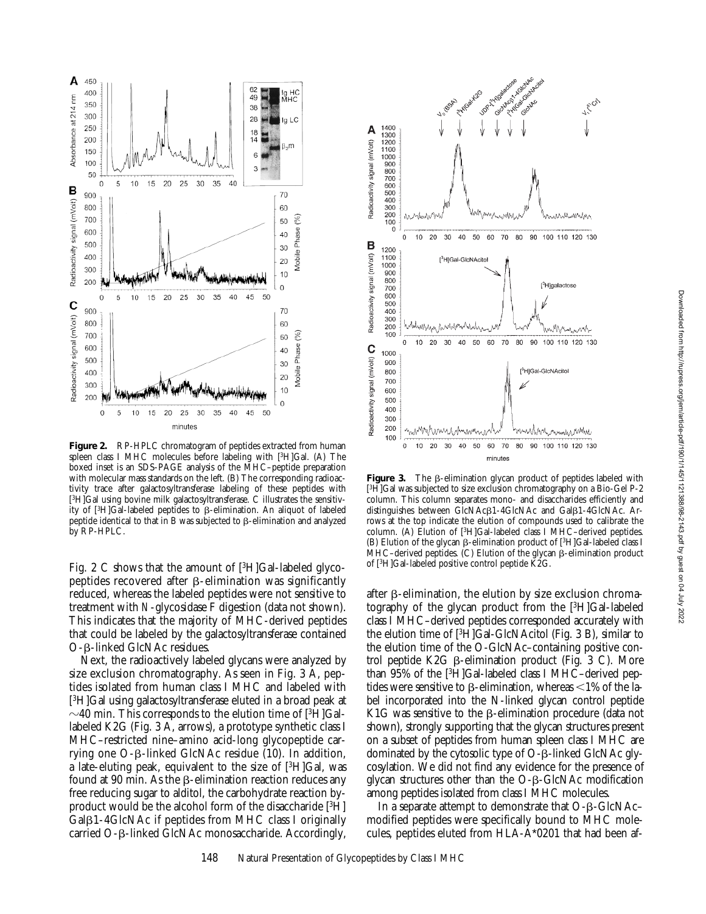**Figure 2.** RP-HPLC chromatogram of peptides extracted from human spleen class I MHC molecules before labeling with [$^3$H]Gal. (A) The boxed inset is an SDS-PAGE analysis of the MHC–peptide preparation with molecular mass standards on the left. (B) The corresponding radioactivity trace after galactosyltransferase labeling of these peptides with [$^3$H]Gal using bovine milk galactosyltransferase. C illustrates the sensitivity of [$^3$H]Gal-labeled peptides to β-elimination. An aliquot of labeled peptide identical to that in B was subjected to β-elimination and analyzed by RP-HPLC.

**Figure 3.** The β-elimination glycan product of peptides labeled with [$^3$H]Gal was subjected to size exclusion chromatography on a Bio-Gel P-2 column. This column separates mono- and disaccharides efficiently and distinguishes between GlcNAcβ1-4GlcNAc and Galβ1-4GlcNAc. Arrows at the top indicate the elution of compounds used to calibrate the column. (A) Elution of [$^3$H]Gal-labeled class I MHC–derived peptides. (B) Elution of the glycan β-elimination product of [$^3$H]Gal-labeled class I MHC–derived peptides. (C) Elution of the glycan β-elimination product of [$^3$H]Gal-labeled positive control peptide K2G.

Fig. 2 C shows that the amount of [$^3$H]Gal-labeled glycopeptides recovered after β-elimination was significantly reduced, whereas the labeled peptides were not sensitive to treatment with *N*-glycosidase F digestion (data not shown). This indicates that the majority of MHC-derived peptides that could be labeled by the galactosyltransferase contained O-β-linked GlcNAc residues.

Next, the radioactively labeled glycans were analyzed by size exclusion chromatography. As seen in Fig. 3 A, peptides isolated from human class I MHC and labeled with [$^3$H]Gal using galactosyltransferase eluted in a broad peak at ~40 min. This corresponds to the elution time of [$^3$H]Gal-labeled K2G (Fig. 3 A, arrows), a prototype synthetic class I MHC–restricted nine–amino acid-long glycopeptide carrying one O-β-linked GlcNAc residue (10). In addition, a late-eluting peak, equivalent to the size of [$^3$H]Gal, was found at 90 min. As the β-elimination reaction reduces any free reducing sugar to alditol, the carbohydrate reaction byproduct would be the alcohol form of the disaccharide [$^3$H] Galβ1-4GlcNAc if peptides from MHC class I originally carried O-β-linked GlcNAc monosaccharide. Accordingly, after β-elimination, the elution by size exclusion chromatography of the glycan product from the [$^3$H]Gal-labeled class I MHC–derived peptides corresponded accurately with the elution time of [$^3$H]Gal-GlcNAcitol (Fig. 3 B), similar to the elution time of the O-GlcNAc–containing positive control peptide K2G β-elimination product (Fig. 3 C). More than 95% of the [$^3$H]Gal-labeled class I MHC–derived peptides were sensitive to β-elimination, whereas <1% of the label incorporated into the N-linked glycan control peptide K1G was sensitive to the β-elimination procedure (data not shown), strongly supporting that the glycan structures present on a subset of peptides from human spleen class I MHC are dominated by the cytosolic type of O-β-linked GlcNAc glycosylation. We did not find any evidence for the presence of glycan structures other than the O-β-GlcNAc modification among peptides isolated from class I MHC molecules.

In a separate attempt to demonstrate that O-β-GlcNAc–modified peptides were specifically bound to MHC molecules, peptides eluted from HLA-A*0201 that had been af-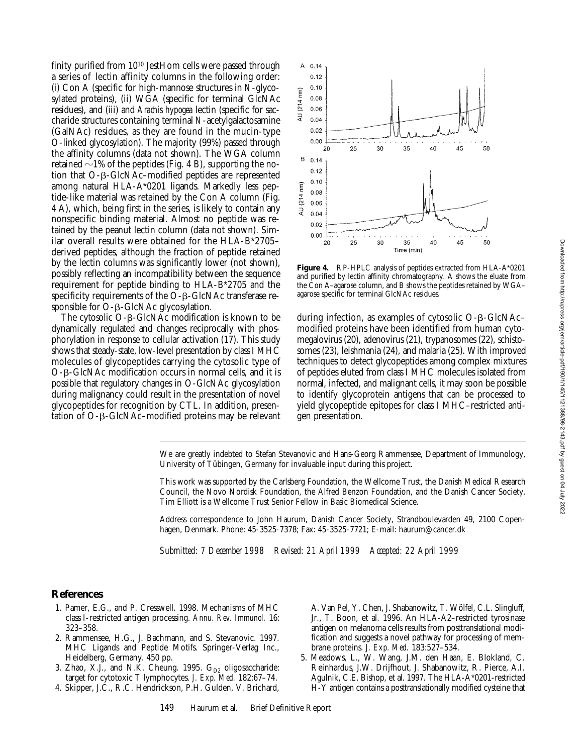finity purified from $10^{10}$ JestHom cells were passed through a series of lectin affinity columns in the following order: (i) Con A (specific for high-mannose structures in *N*-glycosylated proteins), (ii) WGA (specific for terminal GlcNAc residues), and (iii) and *Arachis hypogea* lectin (specific for saccharide structures containing terminal *N*-acetylgalactosamine (GalNAc) residues, as they are found in the mucin-type O-linked glycosylation). The majority (99%) passed through the affinity columns (data not shown). The WGA column retained ~1% of the peptides (Fig. 4 B), supporting the notion that O-β-GlcNAc–modified peptides are represented among natural HLA-A*0201 ligands. Markedly less peptide-like material was retained by the Con A column (Fig. 4 A), which, being first in the series, is likely to contain any nonspecific binding material. Almost no peptide was retained by the peanut lectin column (data not shown). Similar overall results were obtained for the HLA-B*2705–derived peptides, although the fraction of peptide retained by the lectin columns was significantly lower (not shown), possibly reflecting an incompatibility between the sequence requirement for peptide binding to HLA-B*2705 and the specificity requirements of the O-β-GlcNAc transferase responsible for O-β-GlcNAc glycosylation.

The cytosolic O-β-GlcNAc modification is known to be dynamically regulated and changes reciprocally with phosphorylation in response to cellular activation (17). This study shows that steady-state, low-level presentation by class I MHC molecules of glycopeptides carrying the cytosolic type of O-β-GlcNAc modification occurs in normal cells, and it is possible that regulatory changes in O-GlcNAc glycosylation during malignancy could result in the presentation of novel glycopeptides for recognition by CTL. In addition, presentation of O-β-GlcNAc–modified proteins may be relevant during infection, as examples of cytosolic O-β-GlcNAc–modified proteins have been identified from human cytomegalovirus (20), adenovirus (21), trypanosomes (22), schistosomes (23), leishmania (24), and malaria (25). With improved techniques to detect glycopeptides among complex mixtures of peptides eluted from class I MHC molecules isolated from normal, infected, and malignant cells, it may soon be possible to identify glycoprotein antigens that can be processed to yield glycopeptide epitopes for class I MHC–restricted antigen presentation.

**Figure 4.** RP-HPLC analysis of peptides extracted from HLA-A*0201 and purified by lectin affinity chromatography. A shows the eluate from the Con A–agarose column, and B shows the peptides retained by WGA–agarose specific for terminal GlcNAc residues.

We are greatly indebted to Stefan Stevanovic and Hans-Georg Rammensee, Department of Immunology, University of Tübingen, Germany for invaluable input during this project.

This work was supported by the Carlsberg Foundation, the Wellcome Trust, the Danish Medical Research Council, the Novo Nordisk Foundation, the Alfred Benzon Foundation, and the Danish Cancer Society. Tim Elliott is a Wellcome Trust Senior Fellow in Basic Biomedical Science.

Address correspondence to John Haurum, Danish Cancer Society, Strandboulevarden 49, 2100 Copenhagen, Denmark. Phone: 45-3525-7378; Fax: 45-3525-7721; E-mail: haurum@cancer.dk

*Submitted: 7 December 1998 Revised: 21 April 1999 Accepted: 22 April 1999*

## References

1. Pamer, E.G., and P. Cresswell. 1998. Mechanisms of MHC class I-restricted antigen processing. *Annu. Rev. Immunol.* 16:323–358.
2. Rammensee, H.G., J. Bachmann, and S. Stevanovic. 1997. MHC Ligands and Peptide Motifs. Springer-Verlag Inc., Heidelberg, Germany. 450 pp.
3. Zhao, X.J., and N.K. Cheung. 1995. $G_{D2}$ oligosaccharide: target for cytotoxic T lymphocytes. *J. Exp. Med.* 182:67–74.
4. Skipper, J.C., R.C. Hendrickson, P.H. Gulden, V. Brichard, A. Van Pel, Y. Chen, J. Shabanowitz, T. Wölfel, C.L. Slingluff, Jr., T. Boon, et al. 1996. An HLA-A2–restricted tyrosinase antigen on melanoma cells results from posttranslational modification and suggests a novel pathway for processing of membrane proteins. *J. Exp. Med.* 183:527–534.
5. Meadows, L., W. Wang, J.M. den Haan, E. Blokland, C. Reinhardus, J.W. Drijfhout, J. Shabanowitz, R. Pierce, A.I. Agulnik, C.E. Bishop, et al. 1997. The HLA-A*0201-restricted H-Y antigen contains a posttranslationally modified cysteine that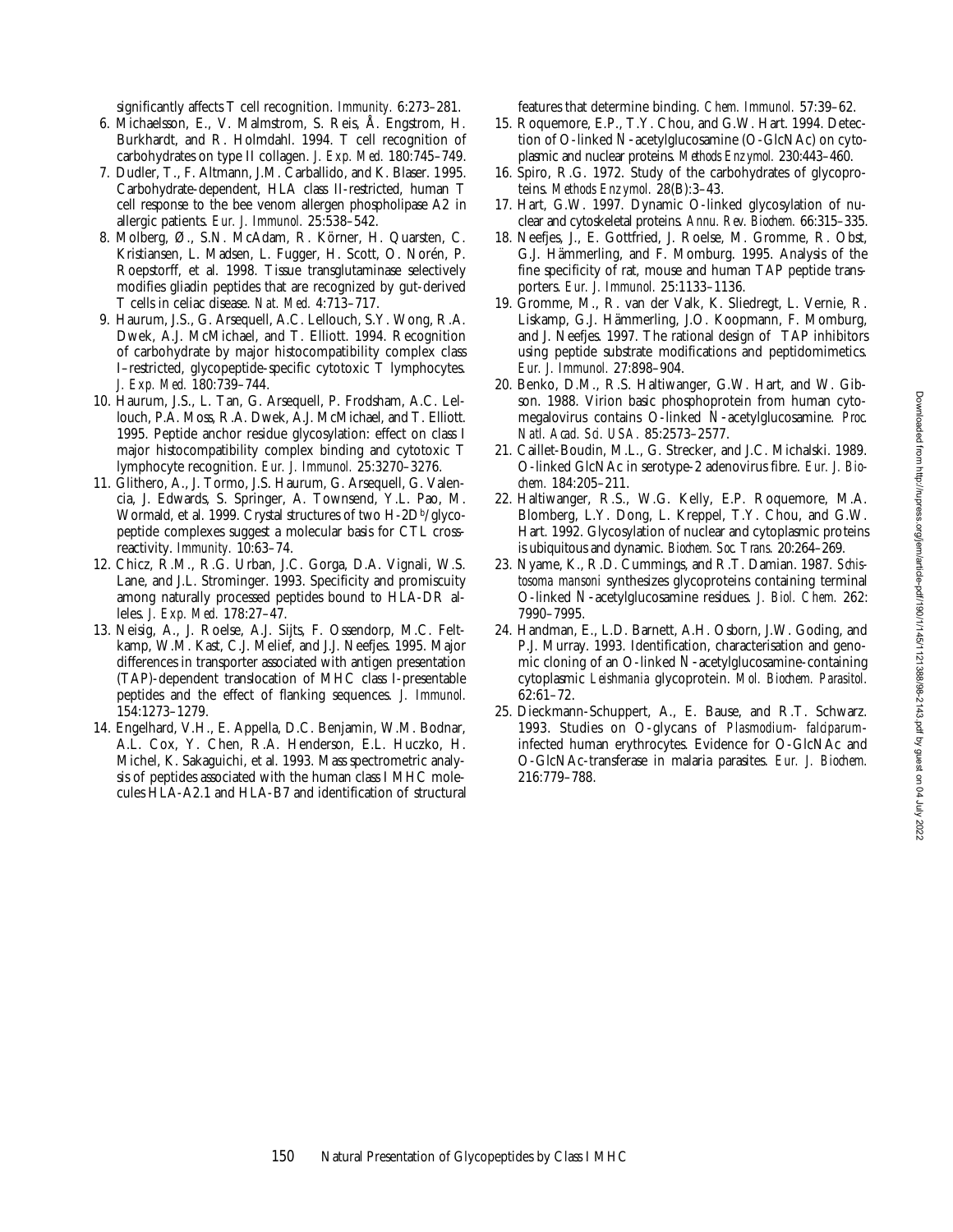significantly affects T cell recognition. *Immunity.* 6:273–281.

6. Michaelsson, E., V. Malmstrom, S. Reis, Å. Engstrom, H. Burkhardt, and R. Holmdahl. 1994. T cell recognition of carbohydrates on type II collagen. *J. Exp. Med.* 180:745–749.
7. Dudler, T., F. Altmann, J.M. Carballido, and K. Blaser. 1995. Carbohydrate-dependent, HLA class II-restricted, human T cell response to the bee venom allergen phospholipase A2 in allergic patients. *Eur. J. Immunol.* 25:538–542.
8. Molberg, Ø., S.N. McAdam, R. Körner, H. Quarsten, C. Kristiansen, L. Madsen, L. Fugger, H. Scott, O. Norén, P. Roepstorff, et al. 1998. Tissue transglutaminase selectively modifies gliadin peptides that are recognized by gut-derived T cells in celiac disease. *Nat. Med.* 4:713–717.
9. Haurum, J.S., G. Arsequell, A.C. Lellouch, S.Y. Wong, R.A. Dwek, A.J. McMichael, and T. Elliott. 1994. Recognition of carbohydrate by major histocompatibility complex class I–restricted, glycopeptide-specific cytotoxic T lymphocytes. *J. Exp. Med.* 180:739–744.
10. Haurum, J.S., L. Tan, G. Arsequell, P. Frodsham, A.C. Lellouch, P.A. Moss, R.A. Dwek, A.J. McMichael, and T. Elliott. 1995. Peptide anchor residue glycosylation: effect on class I major histocompatibility complex binding and cytotoxic T lymphocyte recognition. *Eur. J. Immunol.* 25:3270–3276.
11. Glithero, A., J. Tormo, J.S. Haurum, G. Arsequell, G. Valencia, J. Edwards, S. Springer, A. Townsend, Y.L. Pao, M. Wormald, et al. 1999. Crystal structures of two H-2D$^b$/glycopeptide complexes suggest a molecular basis for CTL cross-reactivity. *Immunity.* 10:63–74.
12. Chicz, R.M., R.G. Urban, J.C. Gorga, D.A. Vignali, W.S. Lane, and J.L. Strominger. 1993. Specificity and promiscuity among naturally processed peptides bound to HLA-DR alleles. *J. Exp. Med.* 178:27–47.
13. Neisig, A., J. Roelse, A.J. Sijts, F. Ossendorp, M.C. Feltkamp, W.M. Kast, C.J. Melief, and J.J. Neefjes. 1995. Major differences in transporter associated with antigen presentation (TAP)-dependent translocation of MHC class I-presentable peptides and the effect of flanking sequences. *J. Immunol.* 154:1273–1279.
14. Engelhard, V.H., E. Appella, D.C. Benjamin, W.M. Bodnar, A.L. Cox, Y. Chen, R.A. Henderson, E.L. Huczko, H. Michel, K. Sakaguichi, et al. 1993. Mass spectrometric analysis of peptides associated with the human class I MHC molecules HLA-A2.1 and HLA-B7 and identification of structural features that determine binding. *Chem. Immunol.* 57:39–62.
15. Roquemore, E.P., T.Y. Chou, and G.W. Hart. 1994. Detection of O-linked N-acetylglucosamine (O-GlcNAc) on cytoplasmic and nuclear proteins. *Methods Enzymol.* 230:443–460.
16. Spiro, R.G. 1972. Study of the carbohydrates of glycoproteins. *Methods Enzymol.* 28(B):3–43.
17. Hart, G.W. 1997. Dynamic O-linked glycosylation of nuclear and cytoskeletal proteins. *Annu. Rev. Biochem.* 66:315–335.
18. Neefjes, J., E. Gottfried, J. Roelse, M. Gromme, R. Obst, G.J. Hämmerling, and F. Momburg. 1995. Analysis of the fine specificity of rat, mouse and human TAP peptide transporters. *Eur. J. Immunol.* 25:1133–1136.
19. Gromme, M., R. van der Valk, K. Sliedregt, L. Vernie, R. Liskamp, G.J. Hämmerling, J.O. Koopmann, F. Momburg, and J. Neefjes. 1997. The rational design of TAP inhibitors using peptide substrate modifications and peptidomimetics. *Eur. J. Immunol.* 27:898–904.
20. Benko, D.M., R.S. Haltiwanger, G.W. Hart, and W. Gibson. 1988. Virion basic phosphoprotein from human cytomegalovirus contains O-linked N-acetylglucosamine. *Proc. Natl. Acad. Sci. USA.* 85:2573–2577.
21. Caillet-Boudin, M.L., G. Strecker, and J.C. Michalski. 1989. O-linked GlcNAc in serotype-2 adenovirus fibre. *Eur. J. Biochem.* 184:205–211.
22. Haltiwanger, R.S., W.G. Kelly, E.P. Roquemore, M.A. Blomberg, L.Y. Dong, L. Kreppel, T.Y. Chou, and G.W. Hart. 1992. Glycosylation of nuclear and cytoplasmic proteins is ubiquitous and dynamic. *Biochem. Soc. Trans.* 20:264–269.
23. Nyame, K., R.D. Cummings, and R.T. Damian. 1987. *Schistosoma mansoni* synthesizes glycoproteins containing terminal O-linked N-acetylglucosamine residues. *J. Biol. Chem.* 262: 7990–7995.
24. Handman, E., L.D. Barnett, A.H. Osborn, J.W. Goding, and P.J. Murray. 1993. Identification, characterisation and genomic cloning of an O-linked N-acetylglucosamine-containing cytoplasmic *Leishmania* glycoprotein. *Mol. Biochem. Parasitol.* 62:61–72.
25. Dieckmann-Schuppert, A., E. Bause, and R.T. Schwarz. 1993. Studies on O-glycans of *Plasmodium- falciparum*-infected human erythrocytes. Evidence for O-GlcNAc and O-GlcNAc-transferase in malaria parasites. *Eur. J. Biochem.* 216:779–788.